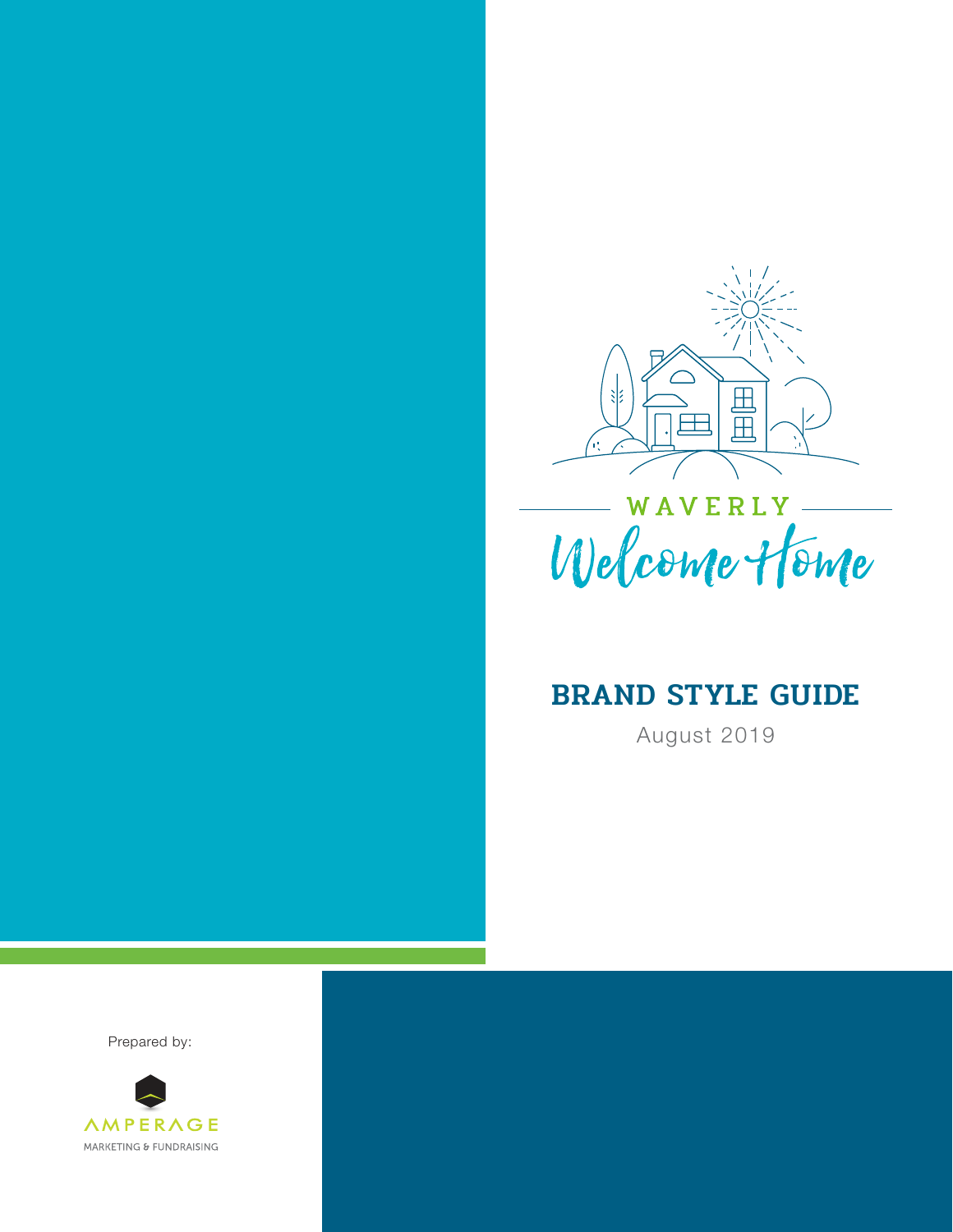WAVERLY

Welcome Home

# BRAND STYLE GUIDE

August 2019

Prepared by:

AMPERAGE

MARKETING & FUNDRAISING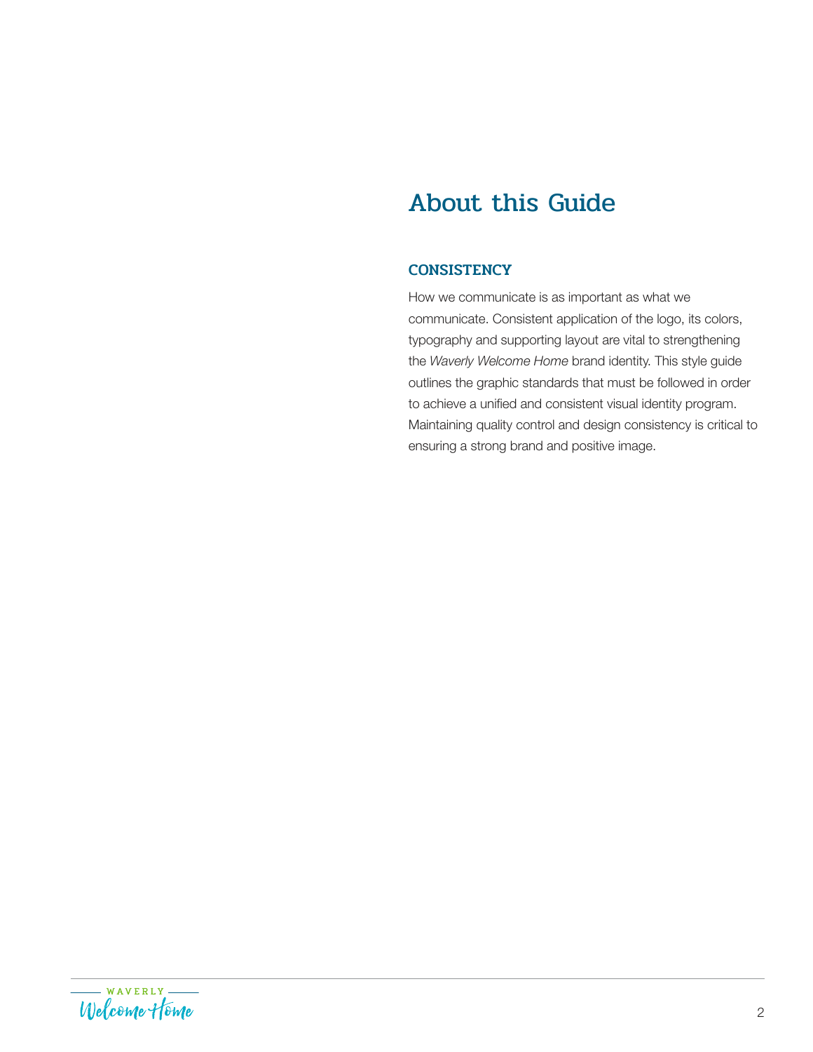# About this Guide

## CONSISTENCY

How we communicate is as important as what we communicate. Consistent application of the logo, its colors, typography and supporting layout are vital to strengthening the *Waverly Welcome Home* brand identity. This style guide outlines the graphic standards that must be followed in order to achieve a unified and consistent visual identity program. Maintaining quality control and design consistency is critical to ensuring a strong brand and positive image.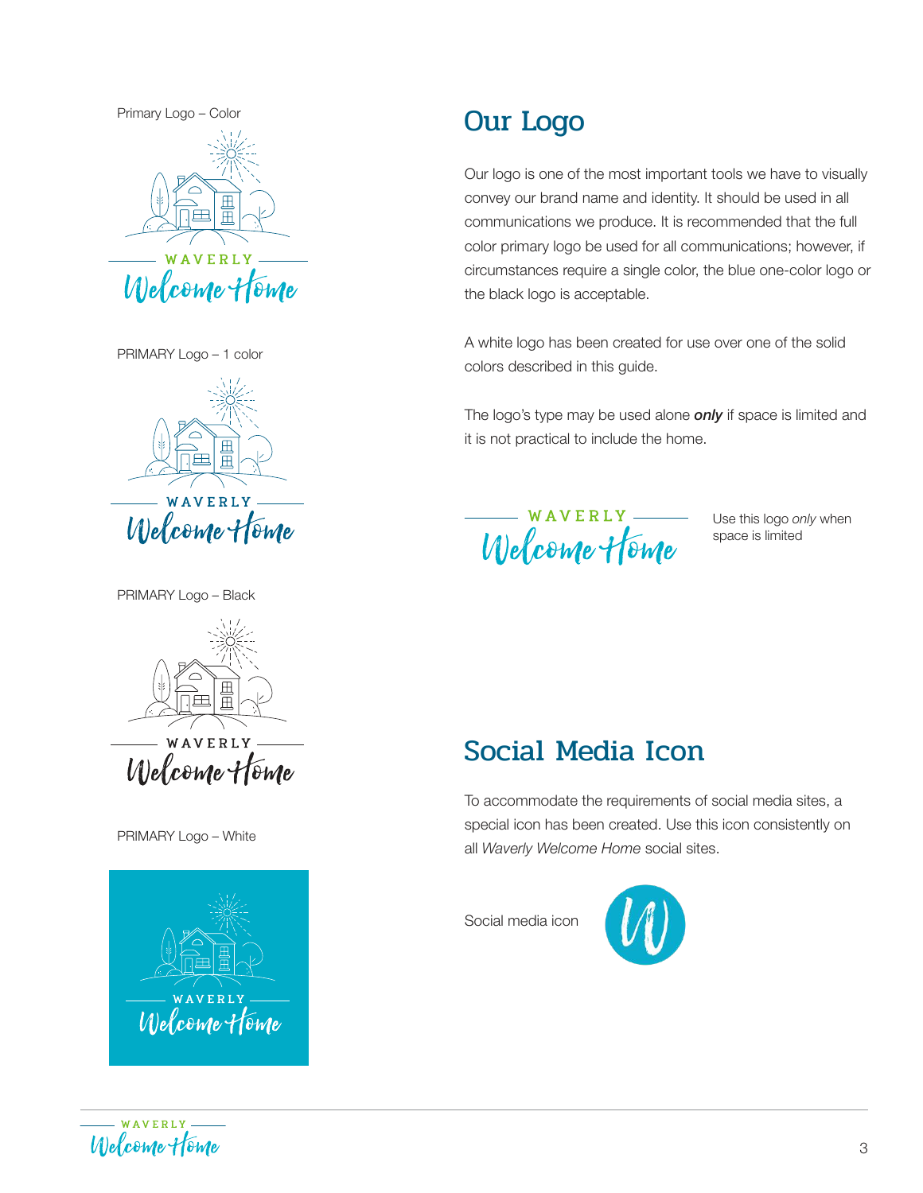Primary Logo – Color

PRIMARY Logo – 1 color

PRIMARY Logo – Black

PRIMARY Logo – White

## Our Logo

Our logo is one of the most important tools we have to visually convey our brand name and identity. It should be used in all communications we produce. It is recommended that the full color primary logo be used for all communications; however, if circumstances require a single color, the blue one-color logo or the black logo is acceptable.

A white logo has been created for use over one of the solid colors described in this guide.

The logo's type may be used alone ***only*** if space is limited and it is not practical to include the home.

Use this logo *only* when space is limited

## Social Media Icon

To accommodate the requirements of social media sites, a special icon has been created. Use this icon consistently on all *Waverly Welcome Home* social sites.

Social media icon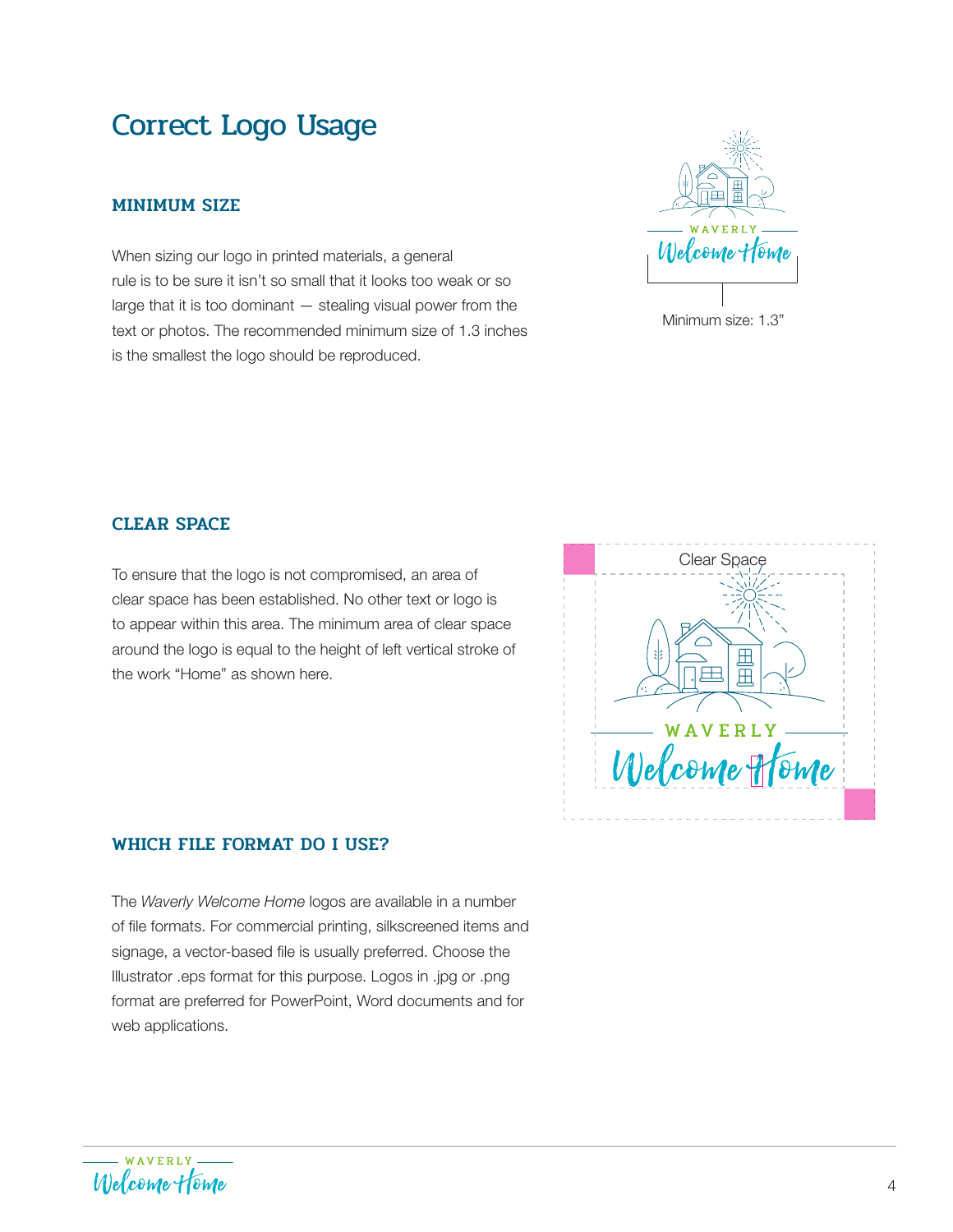# Correct Logo Usage

## MINIMUM SIZE

When sizing our logo in printed materials, a general rule is to be sure it isn't so small that it looks too weak or so large that it is too dominant — stealing visual power from the text or photos. The recommended minimum size of 1.3 inches is the smallest the logo should be reproduced.

Minimum size: 1.3"

## CLEAR SPACE

To ensure that the logo is not compromised, an area of clear space has been established. No other text or logo is to appear within this area. The minimum area of clear space around the logo is equal to the height of left vertical stroke of the work "Home" as shown here.

Clear Space

## WHICH FILE FORMAT DO I USE?

The *Waverly Welcome Home* logos are available in a number of file formats. For commercial printing, silkscreened items and signage, a vector-based file is usually preferred. Choose the Illustrator .eps format for this purpose. Logos in .jpg or .png format are preferred for PowerPoint, Word documents and for web applications.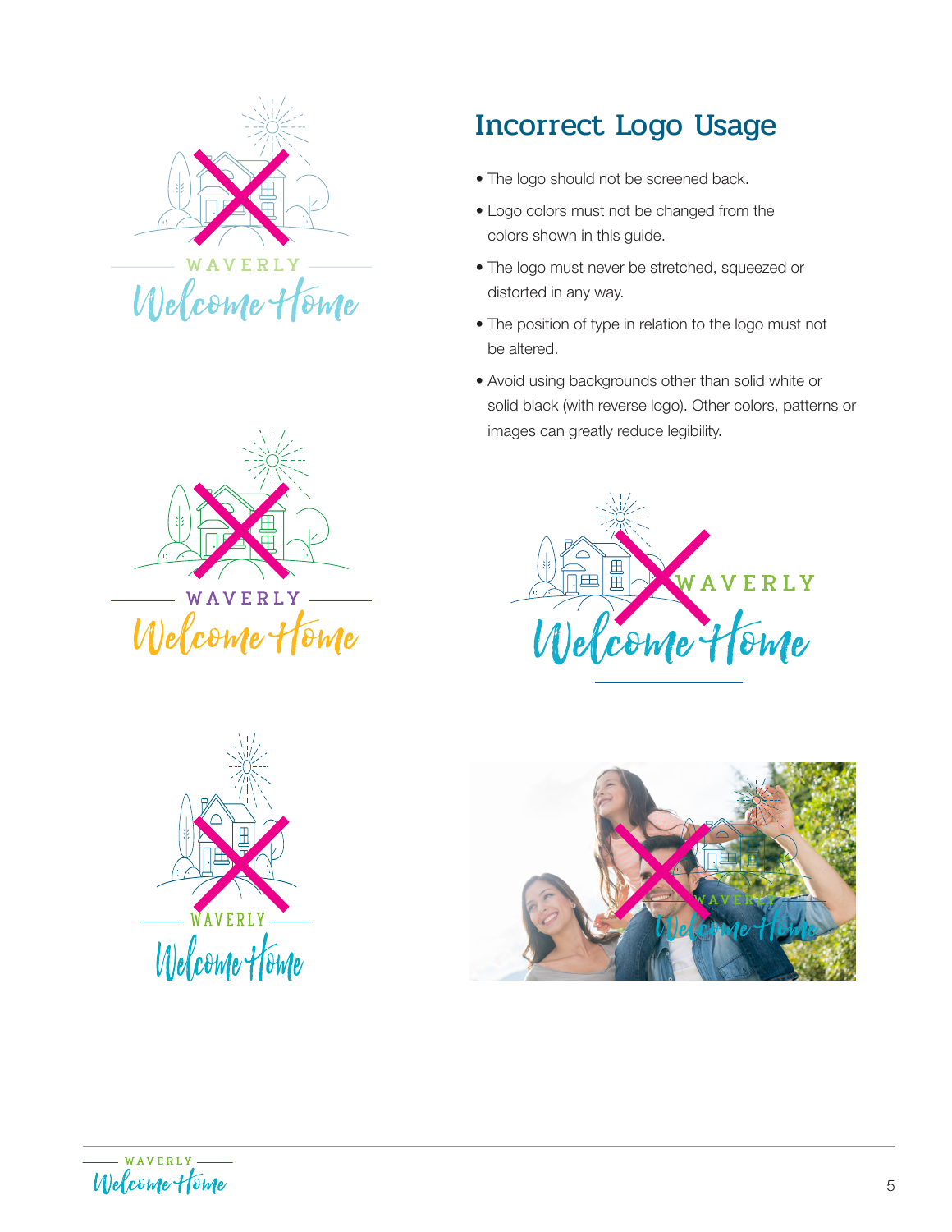## Incorrect Logo Usage

- The logo should not be screened back.
- Logo colors must not be changed from the colors shown in this guide.
- The logo must never be stretched, squeezed or distorted in any way.
- The position of type in relation to the logo must not be altered.
- Avoid using backgrounds other than solid white or solid black (with reverse logo). Other colors, patterns or images can greatly reduce legibility.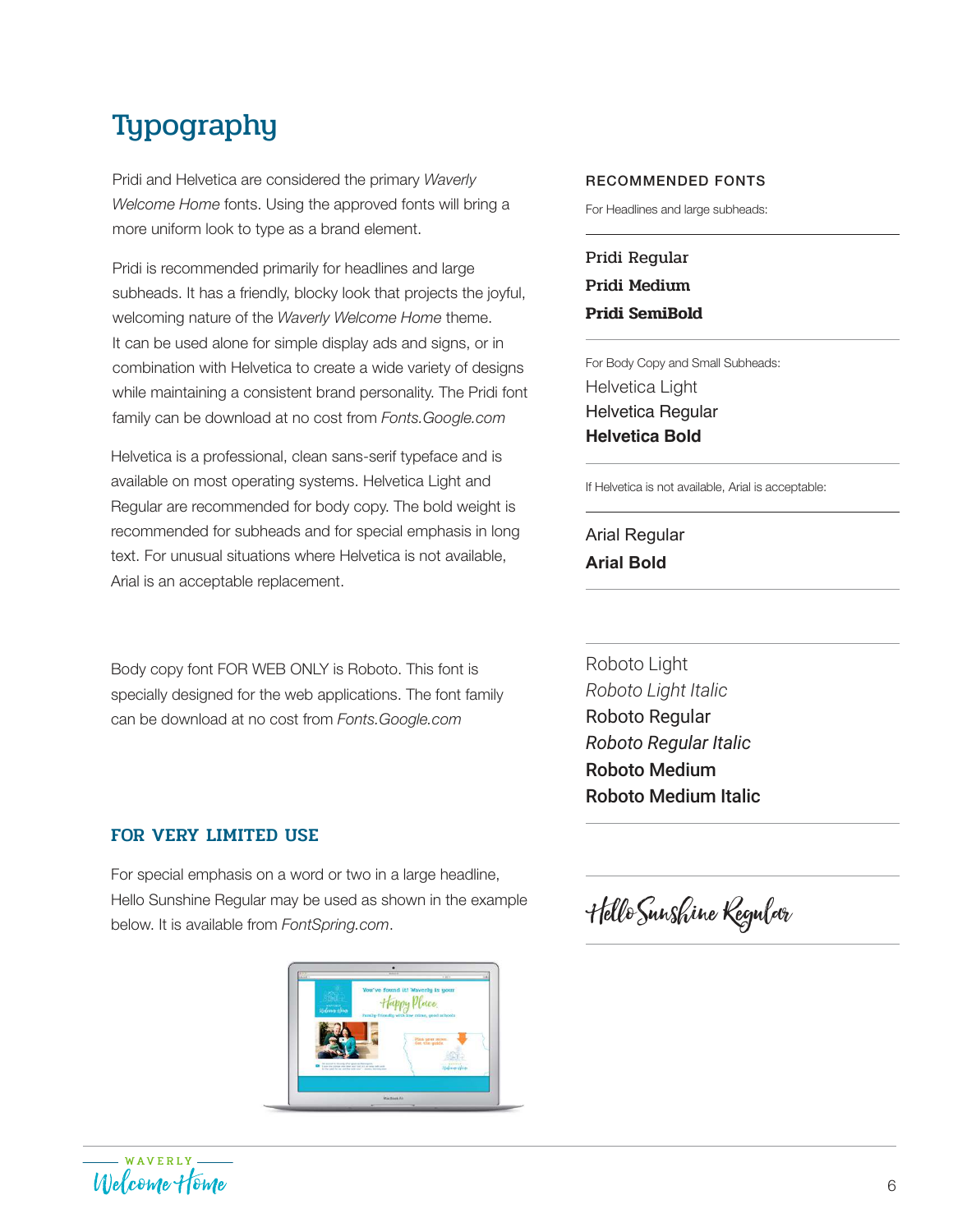# Typography

Pridi and Helvetica are considered the primary *Waverly Welcome Home* fonts. Using the approved fonts will bring a more uniform look to type as a brand element.

Pridi is recommended primarily for headlines and large subheads. It has a friendly, blocky look that projects the joyful, welcoming nature of the *Waverly Welcome Home* theme. It can be used alone for simple display ads and signs, or in combination with Helvetica to create a wide variety of designs while maintaining a consistent brand personality. The Pridi font family can be download at no cost from *Fonts.Google.com*

Helvetica is a professional, clean sans-serif typeface and is available on most operating systems. Helvetica Light and Regular are recommended for body copy. The bold weight is recommended for subheads and for special emphasis in long text. For unusual situations where Helvetica is not available, Arial is an acceptable replacement.

## RECOMMENDED FONTS

For Headlines and large subheads:

Pridi Regular
**Pridi Medium**
**Pridi SemiBold**

For Body Copy and Small Subheads:

Helvetica Light
Helvetica Regular
**Helvetica Bold**

If Helvetica is not available, Arial is acceptable:

Arial Regular
**Arial Bold**

Body copy font FOR WEB ONLY is Roboto. This font is specially designed for the web applications. The font family can be download at no cost from *Fonts.Google.com*

Roboto Light
*Roboto Light Italic*
Roboto Regular
*Roboto Regular Italic*
**Roboto Medium**
***Roboto Medium Italic***

## FOR VERY LIMITED USE

For special emphasis on a word or two in a large headline, Hello Sunshine Regular may be used as shown in the example below. It is available from *FontSpring.com*.

Hello Sunshine Regular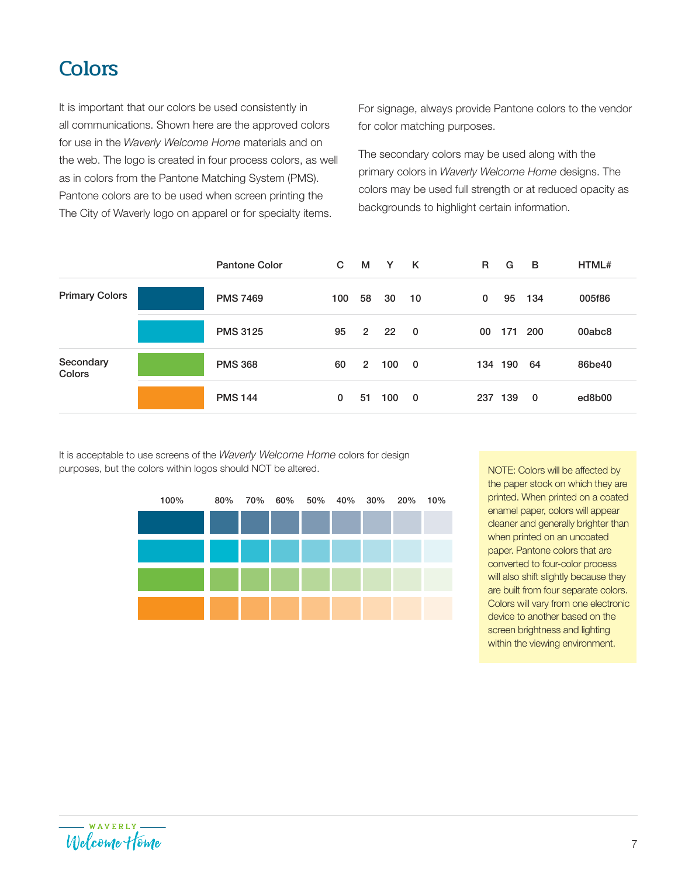# Colors

It is important that our colors be used consistently in all communications. Shown here are the approved colors for use in the *Waverly Welcome Home* materials and on the web. The logo is created in four process colors, as well as in colors from the Pantone Matching System (PMS). Pantone colors are to be used when screen printing the The City of Waverly logo on apparel or for specialty items.

For signage, always provide Pantone colors to the vendor for color matching purposes.

The secondary colors may be used along with the primary colors in *Waverly Welcome Home* designs. The colors may be used full strength or at reduced opacity as backgrounds to highlight certain information.

| | Pantone Color | C | M | Y | K | R | G | B | HTML# |
|---|---|---|---|---|---|---|---|---|---|
| Primary Colors | **PMS 7469** | 100 | 58 | 30 | 10 | 0 | 95 | 134 | 005f86 |
| | **PMS 3125** | 95 | 2 | 22 | 0 | 00 | 171 | 200 | 00abc8 |
| Secondary Colors | **PMS 368** | 60 | 2 | 100 | 0 | 134 | 190 | 64 | 86be40 |
| | **PMS 144** | 0 | 51 | 100 | 0 | 237 | 139 | 0 | ed8b00 |

It is acceptable to use screens of the *Waverly Welcome Home* colors for design purposes, but the colors within logos should NOT be altered.

100% 80% 70% 60% 50% 40% 30% 20% 10%

NOTE: Colors will be affected by the paper stock on which they are printed. When printed on a coated enamel paper, colors will appear cleaner and generally brighter than when printed on an uncoated paper. Pantone colors that are converted to four-color process will also shift slightly because they are built from four separate colors. Colors will vary from one electronic device to another based on the screen brightness and lighting within the viewing environment.